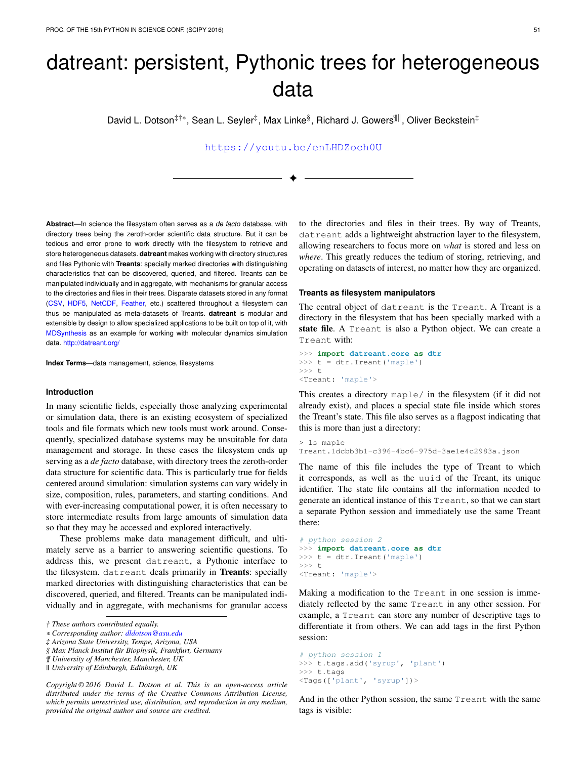# datreant: persistent, Pythonic trees for heterogeneous data

David L. Dotson[‡†*], Sean L. Seyler[‡], Max Linke[§], Richard J. Gowers[¶‖], Oliver Beckstein[‡]

https://youtu.be/enLHDZoch0U

---

**Abstract**—In science the filesystem often serves as a *de facto* database, with directory trees being the zeroth-order scientific data structure. But it can be tedious and error prone to work directly with the filesystem to retrieve and store heterogeneous datasets. **datreant** makes working with directory structures and files Pythonic with **Treants**: specially marked directories with distinguishing characteristics that can be discovered, queried, and filtered. Treants can be manipulated individually and in aggregate, with mechanisms for granular access to the directories and files in their trees. Disparate datasets stored in any format (CSV, HDF5, NetCDF, Feather, etc.) scattered throughout a filesystem can thus be manipulated as meta-datasets of Treants. **datreant** is modular and extensible by design to allow specialized applications to be built on top of it, with MDSynthesis as an example for working with molecular dynamics simulation data. http://datreant.org/

**Index Terms**—data management, science, filesystems

## Introduction

In many scientific fields, especially those analyzing experimental or simulation data, there is an existing ecosystem of specialized tools and file formats which new tools must work around. Consequently, specialized database systems may be unsuitable for data management and storage. In these cases the filesystem ends up serving as a *de facto* database, with directory trees the zeroth-order data structure for scientific data. This is particularly true for fields centered around simulation: simulation systems can vary widely in size, composition, rules, parameters, and starting conditions. And with ever-increasing computational power, it is often necessary to store intermediate results from large amounts of simulation data so that they may be accessed and explored interactively.

These problems make data management difficult, and ultimately serve as a barrier to answering scientific questions. To address this, we present `datreant`, a Pythonic interface to the filesystem. `datreant` deals primarily in **Treants**: specially marked directories with distinguishing characteristics that can be discovered, queried, and filtered. Treants can be manipulated individually and in aggregate, with mechanisms for granular access to the directories and files in their trees. By way of Treants, `datreant` adds a lightweight abstraction layer to the filesystem, allowing researchers to focus more on *what* is stored and less on *where*. This greatly reduces the tedium of storing, retrieving, and operating on datasets of interest, no matter how they are organized.

† *These authors contributed equally.*
∗ *Corresponding author: dldotson@asu.edu*
‡ *Arizona State University, Tempe, Arizona, USA*
§ *Max Planck Institut für Biophysik, Frankfurt, Germany*
¶ *University of Manchester, Manchester, UK*
‖ *University of Edinburgh, Edinburgh, UK*

*Copyright © 2016 David L. Dotson et al. This is an open-access article distributed under the terms of the Creative Commons Attribution License, which permits unrestricted use, distribution, and reproduction in any medium, provided the original author and source are credited.*

### Treants as filesystem manipulators

The central object of `datreant` is the `Treant`. A Treant is a directory in the filesystem that has been specially marked with a **state file**. A `Treant` is also a Python object. We can create a `Treant` with:

```
>>> import datreant.core as dtr
>>> t = dtr.Treant('maple')
>>> t
<Treant: 'maple'>
```

This creates a directory `maple/` in the filesystem (if it did not already exist), and places a special state file inside which stores the Treant's state. This file also serves as a flagpost indicating that this is more than just a directory:

```
> ls maple
Treant.1dcbb3b1-c396-4bc6-975d-3ae1e4c2983a.json
```

The name of this file includes the type of Treant to which it corresponds, as well as the `uuid` of the Treant, its unique identifier. The state file contains all the information needed to generate an identical instance of this `Treant`, so that we can start a separate Python session and immediately use the same Treant there:

```
# python session 2
>>> import datreant.core as dtr
>>> t = dtr.Treant('maple')
>>> t
<Treant: 'maple'>
```

Making a modification to the `Treant` in one session is immediately reflected by the same `Treant` in any other session. For example, a `Treant` can store any number of descriptive tags to differentiate it from others. We can add tags in the first Python session:

```
# python session 1
>>> t.tags.add('syrup', 'plant')
>>> t.tags
<Tags(['plant', 'syrup'])>
```

And in the other Python session, the same `Treant` with the same tags is visible: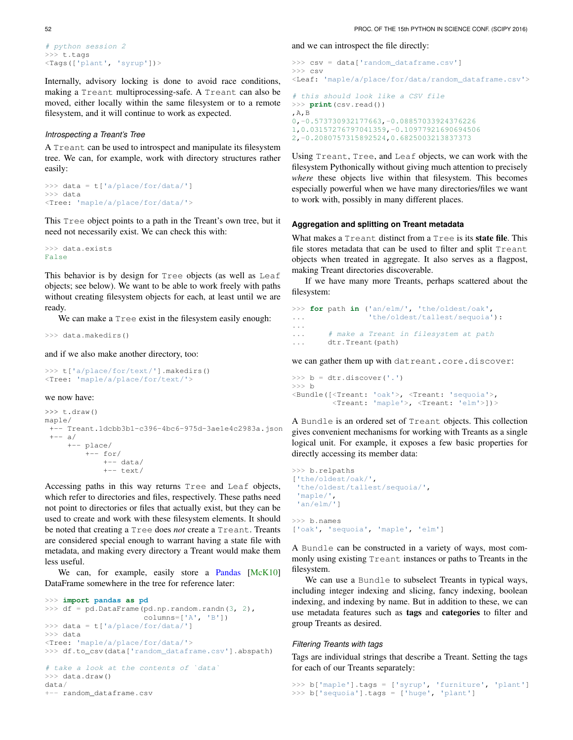```
# python session 2
>>> t.tags
<Tags(['plant', 'syrup'])>
```

Internally, advisory locking is done to avoid race conditions, making a `Treant` multiprocessing-safe. A `Treant` can also be moved, either locally within the same filesystem or to a remote filesystem, and it will continue to work as expected.

### *Introspecting a Treant's Tree*

A `Treant` can be used to introspect and manipulate its filesystem tree. We can, for example, work with directory structures rather easily:

```
>>> data = t['a/place/for/data/']
>>> data
<Tree: 'maple/a/place/for/data/'>
```

This `Tree` object points to a path in the Treant's own tree, but it need not necessarily exist. We can check this with:

```
>>> data.exists
False
```

This behavior is by design for `Tree` objects (as well as `Leaf` objects; see below). We want to be able to work freely with paths without creating filesystem objects for each, at least until we are ready.

We can make a `Tree` exist in the filesystem easily enough:

```
>>> data.makedirs()
```

and if we also make another directory, too:

```
>>> t['a/place/for/text/'].makedirs()
<Tree: 'maple/a/place/for/text/'>
```

we now have:

```
>>> t.draw()
maple/
 +-- Treant.1dcbb3b1-c396-4bc6-975d-3ae1e4c2983a.json
 +-- a/
     +-- place/
         +-- for/
             +-- data/
             +-- text/
```

Accessing paths in this way returns `Tree` and `Leaf` objects, which refer to directories and files, respectively. These paths need not point to directories or files that actually exist, but they can be used to create and work with these filesystem elements. It should be noted that creating a `Tree` does *not* create a `Treant`. Treants are considered special enough to warrant having a state file with metadata, and making every directory a Treant would make them less useful.

We can, for example, easily store a Pandas [McK10] DataFrame somewhere in the tree for reference later:

```
>>> import pandas as pd
>>> df = pd.DataFrame(pd.np.random.randn(3, 2),
                      columns=['A', 'B'])
>>> data = t['a/place/for/data/']
>>> data
<Tree: 'maple/a/place/for/data/'>
>>> df.to_csv(data['random_dataframe.csv'].abspath)

# take a look at the contents of `data`
>>> data.draw()
data/
+-- random_dataframe.csv
```

and we can introspect the file directly:

```
>>> csv = data['random_dataframe.csv']
>>> csv
<Leaf: 'maple/a/place/for/data/random_dataframe.csv'>

# this should look like a CSV file
>>> print(csv.read())
,A,B
0,-0.573730932177663,-0.08857033924376226
1,0.03157276797041359,-0.10977921690694506
2,-0.2080757315892524,0.6825003213837373
```

Using `Treant`, `Tree`, and `Leaf` objects, we can work with the filesystem Pythonically without giving much attention to precisely *where* these objects live within that filesystem. This becomes especially powerful when we have many directories/files we want to work with, possibly in many different places.

## Aggregation and splitting on Treant metadata

What makes a `Treant` distinct from a `Tree` is its **state file**. This file stores metadata that can be used to filter and split `Treant` objects when treated in aggregate. It also serves as a flagpost, making Treant directories discoverable.

If we have many more Treants, perhaps scattered about the filesystem:

```
>>> for path in ('an/elm/', 'the/oldest/oak',
...              'the/oldest/tallest/sequoia'):
...
...     # make a Treant in filesystem at path
...     dtr.Treant(path)
```

we can gather them up with `datreant.core.discover`:

```
>>> b = dtr.discover('.')
>>> b
<Bundle([<Treant: 'oak'>, <Treant: 'sequoia'>,
         <Treant: 'maple'>, <Treant: 'elm'>])>
```

A `Bundle` is an ordered set of `Treant` objects. This collection gives convenient mechanisms for working with Treants as a single logical unit. For example, it exposes a few basic properties for directly accessing its member data:

```
>>> b.relpaths
['the/oldest/oak/',
 'the/oldest/tallest/sequoia/',
 'maple/',
 'an/elm/']

>>> b.names
['oak', 'sequoia', 'maple', 'elm']
```

A `Bundle` can be constructed in a variety of ways, most commonly using existing `Treant` instances or paths to Treants in the filesystem.

We can use a `Bundle` to subselect Treants in typical ways, including integer indexing and slicing, fancy indexing, boolean indexing, and indexing by name. But in addition to these, we can use metadata features such as **tags** and **categories** to filter and group Treants as desired.

### *Filtering Treants with tags*

Tags are individual strings that describe a Treant. Setting the tags for each of our Treants separately:

```
>>> b['maple'].tags = ['syrup', 'furniture', 'plant']
>>> b['sequoia'].tags = ['huge', 'plant']
```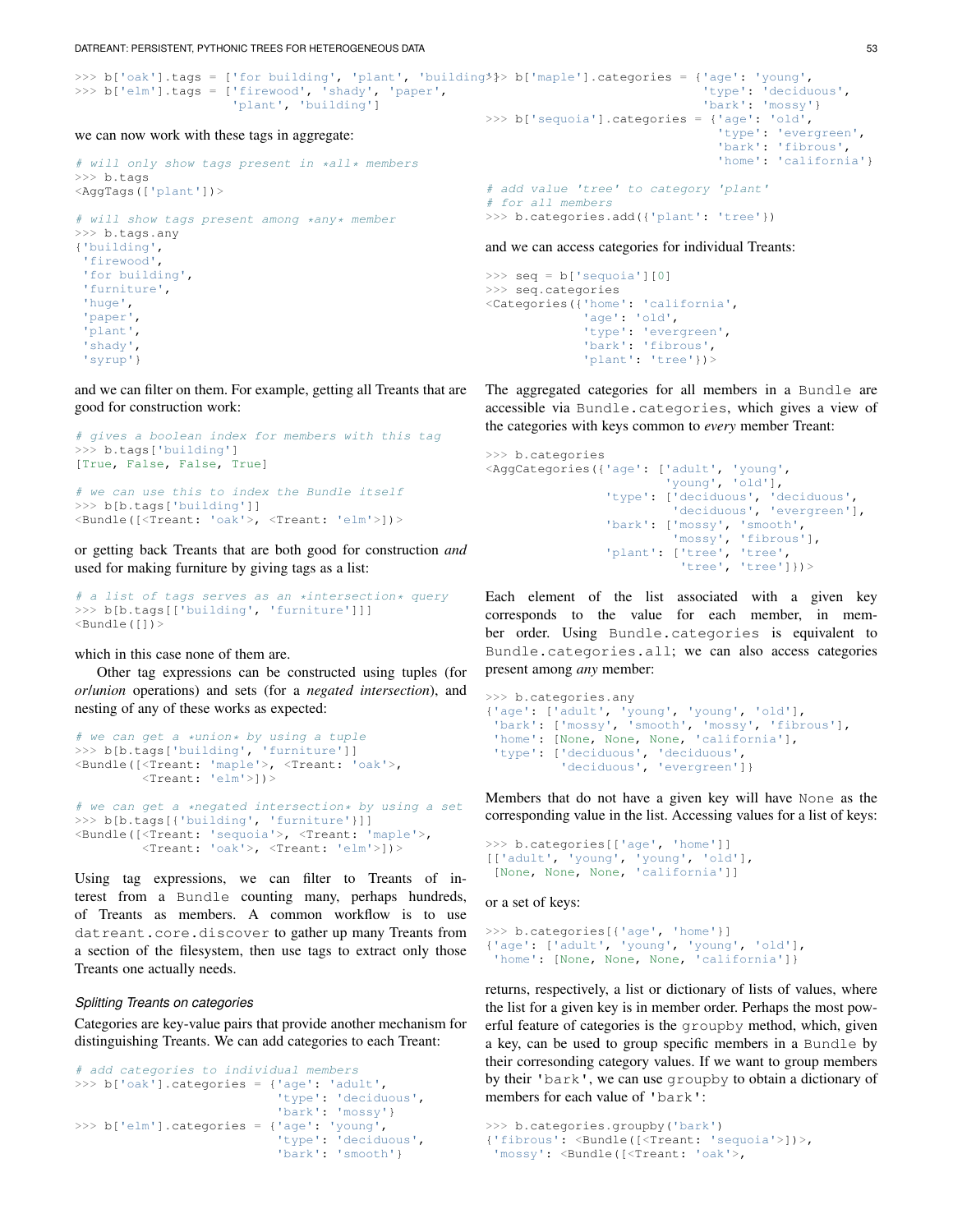```
>>> b['oak'].tags = ['for building', 'plant', 'building']
>>> b['elm'].tags = ['firewood', 'shady', 'paper',
                     'plant', 'building']
```

we can now work with these tags in aggregate:

```
# will only show tags present in *all* members
>>> b.tags
<AggTags(['plant'])>

# will show tags present among *any* member
>>> b.tags.any
{'building',
 'firewood',
 'for building',
 'furniture',
 'huge',
 'paper',
 'plant',
 'shady',
 'syrup'}
```

and we can filter on them. For example, getting all Treants that are good for construction work:

```
# gives a boolean index for members with this tag
>>> b.tags['building']
[True, False, False, True]

# we can use this to index the Bundle itself
>>> b[b.tags['building']]
<Bundle([<Treant: 'oak'>, <Treant: 'elm'>])>
```

or getting back Treants that are both good for construction *and* used for making furniture by giving tags as a list:

```
# a list of tags serves as an *intersection* query
>>> b[b.tags[['building', 'furniture']]]
<Bundle([])>
```

which in this case none of them are.

Other tag expressions can be constructed using tuples (for *or*/*union* operations) and sets (for a *negated intersection*), and nesting of any of these works as expected:

```
# we can get a *union* by using a tuple
>>> b[b.tags['building', 'furniture']]
<Bundle([<Treant: 'maple'>, <Treant: 'oak'>,
         <Treant: 'elm'>])>

# we can get a *negated intersection* by using a set
>>> b[b.tags[{'building', 'furniture'}]]
<Bundle([<Treant: 'sequoia'>, <Treant: 'maple'>,
         <Treant: 'oak'>, <Treant: 'elm'>])>
```

Using tag expressions, we can filter to Treants of interest from a `Bundle` counting many, perhaps hundreds, of Treants as members. A common workflow is to use `datreant.core.discover` to gather up many Treants from a section of the filesystem, then use tags to extract only those Treants one actually needs.

### *Splitting Treants on categories*

Categories are key-value pairs that provide another mechanism for distinguishing Treants. We can add categories to each Treant:

```
# add categories to individual members
>>> b['oak'].categories = {'age': 'adult',
                           'type': 'deciduous',
                           'bark': 'mossy'}
>>> b['elm'].categories = {'age': 'young',
                           'type': 'deciduous',
                           'bark': 'smooth'}
>>> b['maple'].categories = {'age': 'young',
                             'type': 'deciduous',
                             'bark': 'mossy'}
>>> b['sequoia'].categories = {'age': 'old',
                               'type': 'evergreen',
                               'bark': 'fibrous',
                               'home': 'california'}

# add value 'tree' to category 'plant'
# for all members
>>> b.categories.add({'plant': 'tree'})
```

and we can access categories for individual Treants:

```
>>> seq = b['sequoia'][0]
>>> seq.categories
<Categories({'home': 'california',
             'age': 'old',
             'type': 'evergreen',
             'bark': 'fibrous',
             'plant': 'tree'})>
```

The aggregated categories for all members in a `Bundle` are accessible via `Bundle.categories`, which gives a view of the categories with keys common to *every* member Treant:

```
>>> b.categories
<AggCategories({'age': ['adult', 'young',
                        'young', 'old'],
                'type': ['deciduous', 'deciduous',
                         'deciduous', 'evergreen'],
                'bark': ['mossy', 'smooth',
                         'mossy', 'fibrous'],
                'plant': ['tree', 'tree',
                          'tree', 'tree']})>
```

Each element of the list associated with a given key corresponds to the value for each member, in member order. Using `Bundle.categories` is equivalent to `Bundle.categories.all`; we can also access categories present among *any* member:

```
>>> b.categories.any
{'age': ['adult', 'young', 'young', 'old'],
 'bark': ['mossy', 'smooth', 'mossy', 'fibrous'],
 'home': [None, None, None, 'california'],
 'type': ['deciduous', 'deciduous',
          'deciduous', 'evergreen']}
```

Members that do not have a given key will have `None` as the corresponding value in the list. Accessing values for a list of keys:

```
>>> b.categories[['age', 'home']]
[['adult', 'young', 'young', 'old'],
 [None, None, None, 'california']]
```

or a set of keys:

```
>>> b.categories[{'age', 'home'}]
{'age': ['adult', 'young', 'young', 'old'],
 'home': [None, None, None, 'california']}
```

returns, respectively, a list or dictionary of lists of values, where the list for a given key is in member order. Perhaps the most powerful feature of categories is the `groupby` method, which, given a key, can be used to group specific members in a `Bundle` by their corresponding category values. If we want to group members by their `'bark'`, we can use `groupby` to obtain a dictionary of members for each value of `'bark'`:

```
>>> b.categories.groupby('bark')
{'fibrous': <Bundle([<Treant: 'sequoia'>])>,
 'mossy': <Bundle([<Treant: 'oak'>,
```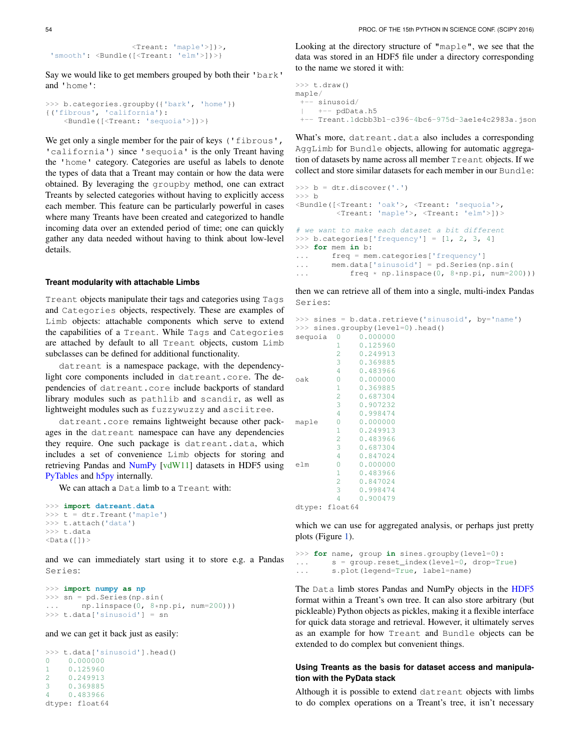```
                <Treant: 'maple'>])>,
 'smooth': <Bundle([<Treant: 'elm'>])>}
```

Say we would like to get members grouped by both their 'bark' and 'home':

```
>>> b.categories.groupby({'bark', 'home'})
{('fibrous', 'california'):
    <Bundle([<Treant: 'sequoia'>])>}
```

We get only a single member for the pair of keys ('fibrous', 'california') since 'sequoia' is the only Treant having the 'home' category. Categories are useful as labels to denote the types of data that a Treant may contain or how the data were obtained. By leveraging the groupby method, one can extract Treants by selected categories without having to explicitly access each member. This feature can be particularly powerful in cases where many Treants have been created and categorized to handle incoming data over an extended period of time; one can quickly gather any data needed without having to think about low-level details.

#### Treant modularity with attachable Limbs

Treant objects manipulate their tags and categories using Tags and Categories objects, respectively. These are examples of Limb objects: attachable components which serve to extend the capabilities of a Treant. While Tags and Categories are attached by default to all Treant objects, custom Limb subclasses can be defined for additional functionality.

datreant is a namespace package, with the dependency-light core components included in datreant.core. The dependencies of datreant.core include backports of standard library modules such as pathlib and scandir, as well as lightweight modules such as fuzzywuzzy and asciitree.

datreant.core remains lightweight because other packages in the datreant namespace can have any dependencies they require. One such package is datreant.data, which includes a set of convenience Limb objects for storing and retrieving Pandas and NumPy [vdW11] datasets in HDF5 using PyTables and h5py internally.

We can attach a Data limb to a Treant with:

```
>>> import datreant.data
>>> t = dtr.Treant('maple')
>>> t.attach('data')
>>> t.data
<Data([])>
```

and we can immediately start using it to store e.g. a Pandas Series:

```
>>> import numpy as np
>>> sn = pd.Series(np.sin(
...     np.linspace(0, 8*np.pi, num=200)))
>>> t.data['sinusoid'] = sn
```

and we can get it back just as easily:

```
>>> t.data['sinusoid'].head()
0    0.000000
1    0.125960
2    0.249913
3    0.369885
4    0.483966
dtype: float64
```

Looking at the directory structure of "maple", we see that the data was stored in an HDF5 file under a directory corresponding to the name we stored it with:

```
>>> t.draw()
maple/
 +-- sinusoid/
 |   +-- pdData.h5
 +-- Treant.1dcbb3b1-c396-4bc6-975d-3ae1e4c2983a.json
```

What's more, datreant.data also includes a corresponding AggLimb for Bundle objects, allowing for automatic aggregation of datasets by name across all member Treant objects. If we collect and store similar datasets for each member in our Bundle:

```
>>> b = dtr.discover('.')
>>> b
<Bundle([<Treant: 'oak'>, <Treant: 'sequoia'>,
         <Treant: 'maple'>, <Treant: 'elm'>])>

# we want to make each dataset a bit different
>>> b.categories['frequency'] = [1, 2, 3, 4]
>>> for mem in b:
...     freq = mem.categories['frequency']
...     mem.data['sinusoid'] = pd.Series(np.sin(
...         freq * np.linspace(0, 8*np.pi, num=200)))
```

then we can retrieve all of them into a single, multi-index Pandas Series:

```
>>> sines = b.data.retrieve('sinusoid', by='name')
>>> sines.groupby(level=0).head()
sequoia  0    0.000000
         1    0.125960
         2    0.249913
         3    0.369885
         4    0.483966
oak      0    0.000000
         1    0.369885
         2    0.687304
         3    0.907232
         4    0.998474
maple    0    0.000000
         1    0.249913
         2    0.483966
         3    0.687304
         4    0.847024
elm      0    0.000000
         1    0.483966
         2    0.847024
         3    0.998474
         4    0.900479
dtype: float64
```

which we can use for aggregated analysis, or perhaps just pretty plots (Figure 1).

```
>>> for name, group in sines.groupby(level=0):
...     s = group.reset_index(level=0, drop=True)
...     s.plot(legend=True, label=name)
```

The Data limb stores Pandas and NumPy objects in the HDF5 format within a Treant's own tree. It can also store arbitrary (but pickleable) Python objects as pickles, making it a flexible interface for quick data storage and retrieval. However, it ultimately serves as an example for how Treant and Bundle objects can be extended to do complex but convenient things.

#### Using Treants as the basis for dataset access and manipulation with the PyData stack

Although it is possible to extend datreant objects with limbs to do complex operations on a Treant's tree, it isn't necessary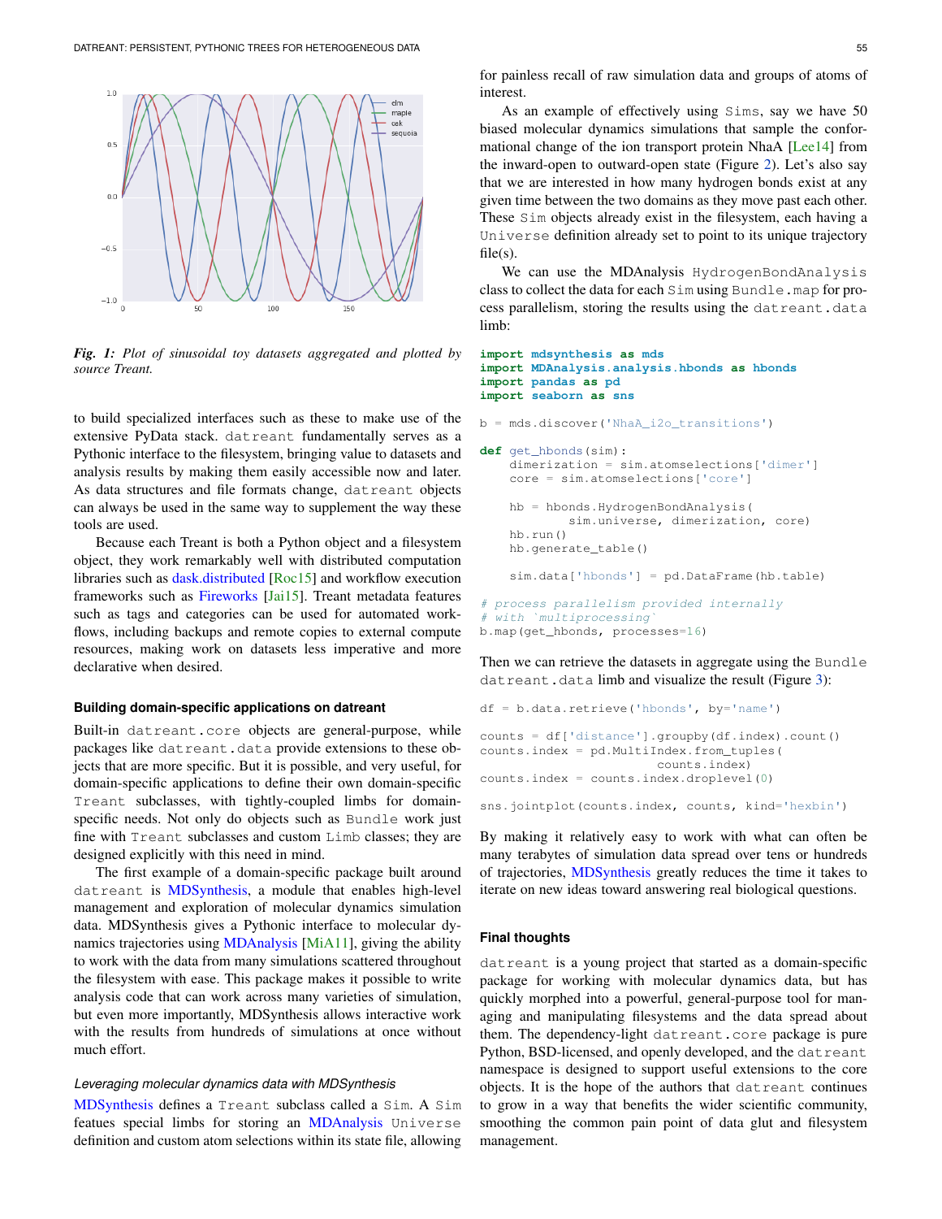*Fig. 1: Plot of sinusoidal toy datasets aggregated and plotted by source Treant.*

to build specialized interfaces such as these to make use of the extensive PyData stack. `datreant` fundamentally serves as a Pythonic interface to the filesystem, bringing value to datasets and analysis results by making them easily accessible now and later. As data structures and file formats change, `datreant` objects can always be used in the same way to supplement the way these tools are used.

Because each Treant is both a Python object and a filesystem object, they work remarkably well with distributed computation libraries such as dask.distributed [Roc15] and workflow execution frameworks such as Fireworks [Jai15]. Treant metadata features such as tags and categories can be used for automated workflows, including backups and remote copies to external compute resources, making work on datasets less imperative and more declarative when desired.

### Building domain-specific applications on datreant

Built-in `datreant.core` objects are general-purpose, while packages like `datreant.data` provide extensions to these objects that are more specific. But it is possible, and very useful, for domain-specific applications to define their own domain-specific `Treant` subclasses, with tightly-coupled limbs for domain-specific needs. Not only do objects such as `Bundle` work just fine with `Treant` subclasses and custom `Limb` classes; they are designed explicitly with this need in mind.

The first example of a domain-specific package built around `datreant` is MDSynthesis, a module that enables high-level management and exploration of molecular dynamics simulation data. MDSynthesis gives a Pythonic interface to molecular dynamics trajectories using MDAnalysis [MiA11], giving the ability to work with the data from many simulations scattered throughout the filesystem with ease. This package makes it possible to write analysis code that can work across many varieties of simulation, but even more importantly, MDSynthesis allows interactive work with the results from hundreds of simulations at once without much effort.

#### *Leveraging molecular dynamics data with MDSynthesis*

MDSynthesis defines a `Treant` subclass called a `Sim`. A `Sim` featues special limbs for storing an MDAnalysis `Universe` definition and custom atom selections within its state file, allowing for painless recall of raw simulation data and groups of atoms of interest.

As an example of effectively using `Sims`, say we have 50 biased molecular dynamics simulations that sample the conformational change of the ion transport protein NhaA [Lee14] from the inward-open to outward-open state (Figure 2). Let's also say that we are interested in how many hydrogen bonds exist at any given time between the two domains as they move past each other. These `Sim` objects already exist in the filesystem, each having a `Universe` definition already set to point to its unique trajectory file(s).

We can use the MDAnalysis `HydrogenBondAnalysis` class to collect the data for each `Sim` using `Bundle.map` for process parallelism, storing the results using the `datreant.data` limb:

```
import mdsynthesis as mds
import MDAnalysis.analysis.hbonds as hbonds
import pandas as pd
import seaborn as sns

b = mds.discover('NhaA_i2o_transitions')

def get_hbonds(sim):
    dimerization = sim.atomselections['dimer']
    core = sim.atomselections['core']

    hb = hbonds.HydrogenBondAnalysis(
            sim.universe, dimerization, core)
    hb.run()
    hb.generate_table()

    sim.data['hbonds'] = pd.DataFrame(hb.table)

# process parallelism provided internally
# with `multiprocessing`
b.map(get_hbonds, processes=16)
```

Then we can retrieve the datasets in aggregate using the `Bundle` `datreant.data` limb and visualize the result (Figure 3):

```
df = b.data.retrieve('hbonds', by='name')

counts = df['distance'].groupby(df.index).count()
counts.index = pd.MultiIndex.from_tuples(
                    counts.index)
counts.index = counts.index.droplevel(0)

sns.jointplot(counts.index, counts, kind='hexbin')
```

By making it relatively easy to work with what can often be many terabytes of simulation data spread over tens or hundreds of trajectories, MDSynthesis greatly reduces the time it takes to iterate on new ideas toward answering real biological questions.

### Final thoughts

`datreant` is a young project that started as a domain-specific package for working with molecular dynamics data, but has quickly morphed into a powerful, general-purpose tool for managing and manipulating filesystems and the data spread about them. The dependency-light `datreant.core` package is pure Python, BSD-licensed, and openly developed, and the `datreant` namespace is designed to support useful extensions to the core objects. It is the hope of the authors that `datreant` continues to grow in a way that benefits the wider scientific community, smoothing the common pain point of data glut and filesystem management.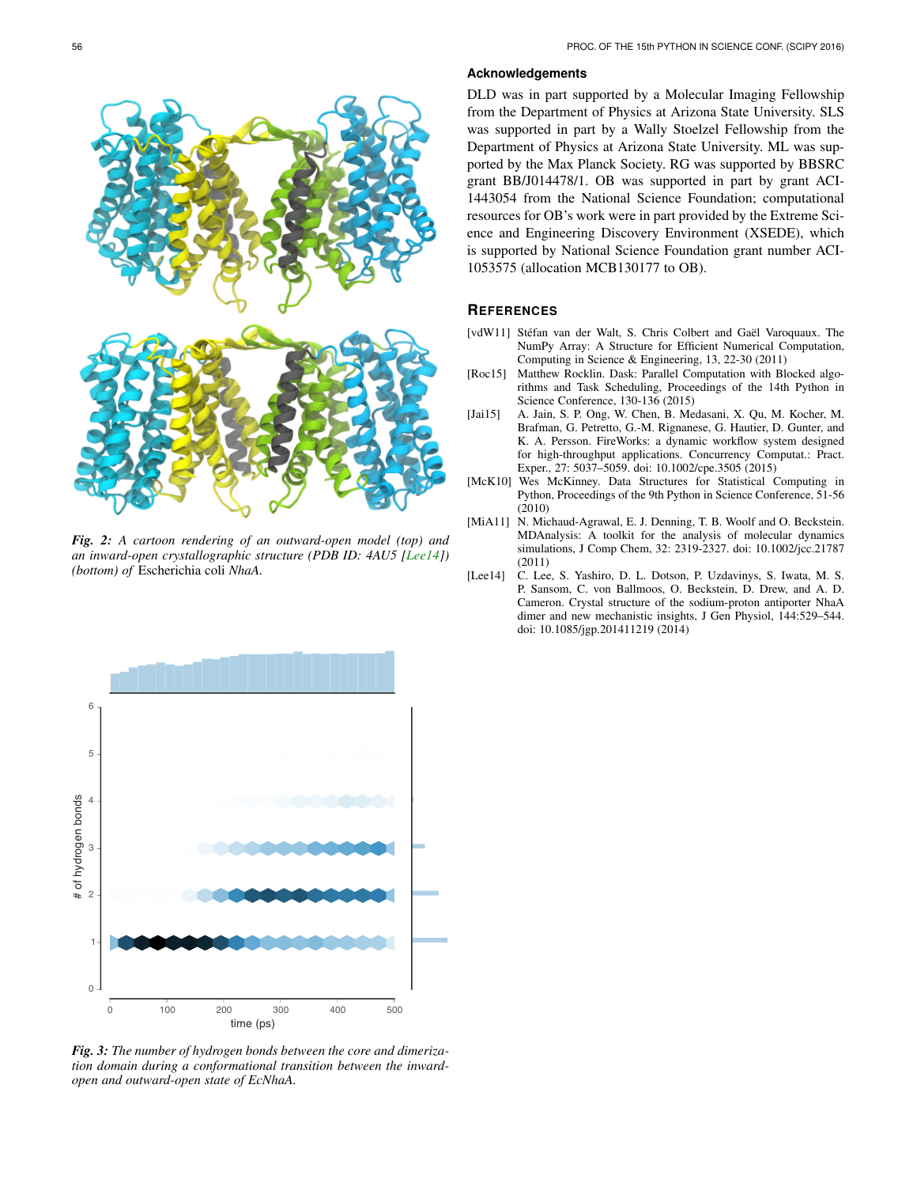Fig. 2: *A cartoon rendering of an outward-open model (top) and an inward-open crystallographic structure (PDB ID: 4AU5 [Lee14]) (bottom) of* Escherichia coli *NhaA.*

6
5
4
3
2
1
0
# of hydrogen bonds
0
100
200
300
400
500
time (ps)

**Fig. 3:** *The number of hydrogen bonds between the core and dimerization domain during a conformational transition between the inward-open and outward-open state of EcNhaA.*

### Acknowledgements

DLD was in part supported by a Molecular Imaging Fellowship from the Department of Physics at Arizona State University. SLS was supported in part by a Wally Stoelzel Fellowship from the Department of Physics at Arizona State University. ML was supported by the Max Planck Society. RG was supported by BBSRC grant BB/J014478/1. OB was supported in part by grant ACI-1443054 from the National Science Foundation; computational resources for OB's work were in part provided by the Extreme Science and Engineering Discovery Environment (XSEDE), which is supported by National Science Foundation grant number ACI-1053575 (allocation MCB130177 to OB).

### References

- [vdW11] Stéfan van der Walt, S. Chris Colbert and Gaël Varoquaux. The NumPy Array: A Structure for Efficient Numerical Computation, Computing in Science & Engineering, 13, 22-30 (2011)
- [Roc15] Matthew Rocklin. Dask: Parallel Computation with Blocked algorithms and Task Scheduling, Proceedings of the 14th Python in Science Conference, 130-136 (2015)
- [Jai15] A. Jain, S. P. Ong, W. Chen, B. Medasani, X. Qu, M. Kocher, M. Brafman, G. Petretto, G.-M. Rignanese, G. Hautier, D. Gunter, and K. A. Persson. FireWorks: a dynamic workflow system designed for high-throughput applications. Concurrency Computat.: Pract. Exper., 27: 5037–5059. doi: 10.1002/cpe.3505 (2015)
- [McK10] Wes McKinney. Data Structures for Statistical Computing in Python, Proceedings of the 9th Python in Science Conference, 51-56 (2010)
- [MiA11] N. Michaud-Agrawal, E. J. Denning, T. B. Woolf and O. Beckstein. MDAnalysis: A toolkit for the analysis of molecular dynamics simulations, J Comp Chem, 32: 2319-2327. doi: 10.1002/jcc.21787 (2011)
- [Lee14] C. Lee, S. Yashiro, D. L. Dotson, P. Uzdavinys, S. Iwata, M. S. P. Sansom, C. von Ballmoos, O. Beckstein, D. Drew, and A. D. Cameron. Crystal structure of the sodium-proton antiporter NhaA dimer and new mechanistic insights, J Gen Physiol, 144:529–544. doi: 10.1085/jgp.201411219 (2014)